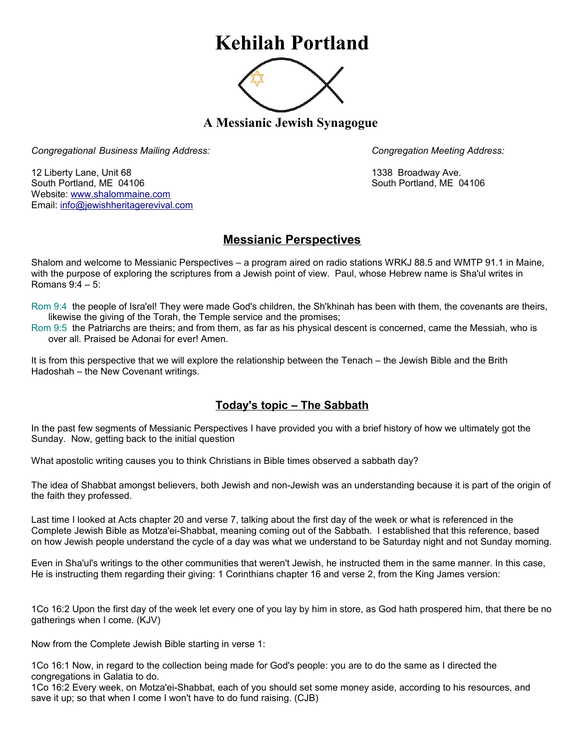# Kehilah Portland

**A Messianic Jewish Synagogue**

*Congregational Business Mailing Address:*

12 Liberty Lane, Unit 68
South Portland, ME 04106
Website: www.shalommaine.com
Email: info@jewishheritagerevival.com

*Congregation Meeting Address:*

1338 Broadway Ave.
South Portland, ME 04106

## Messianic Perspectives

Shalom and welcome to Messianic Perspectives – a program aired on radio stations WRKJ 88.5 and WMTP 91.1 in Maine, with the purpose of exploring the scriptures from a Jewish point of view. Paul, whose Hebrew name is Sha'ul writes in Romans 9:4 – 5:

Rom 9:4 the people of Isra'el! They were made God's children, the Sh'khinah has been with them, the covenants are theirs, likewise the giving of the Torah, the Temple service and the promises;
Rom 9:5 the Patriarchs are theirs; and from them, as far as his physical descent is concerned, came the Messiah, who is over all. Praised be Adonai for ever! Amen.

It is from this perspective that we will explore the relationship between the Tenach – the Jewish Bible and the Brith Hadoshah – the New Covenant writings.

## Today's topic – The Sabbath

In the past few segments of Messianic Perspectives I have provided you with a brief history of how we ultimately got the Sunday. Now, getting back to the initial question

What apostolic writing causes you to think Christians in Bible times observed a sabbath day?

The idea of Shabbat amongst believers, both Jewish and non-Jewish was an understanding because it is part of the origin of the faith they professed.

Last time I looked at Acts chapter 20 and verse 7, talking about the first day of the week or what is referenced in the Complete Jewish Bible as Motza'ei-Shabbat, meaning coming out of the Sabbath. I established that this reference, based on how Jewish people understand the cycle of a day was what we understand to be Saturday night and not Sunday morning.

Even in Sha'ul's writings to the other communities that weren't Jewish, he instructed them in the same manner. In this case, He is instructing them regarding their giving: 1 Corinthians chapter 16 and verse 2, from the King James version:

1Co 16:2 Upon the first day of the week let every one of you lay by him in store, as God hath prospered him, that there be no gatherings when I come. (KJV)

Now from the Complete Jewish Bible starting in verse 1:

1Co 16:1 Now, in regard to the collection being made for God's people: you are to do the same as I directed the congregations in Galatia to do.
1Co 16:2 Every week, on Motza'ei-Shabbat, each of you should set some money aside, according to his resources, and save it up; so that when I come I won't have to do fund raising. (CJB)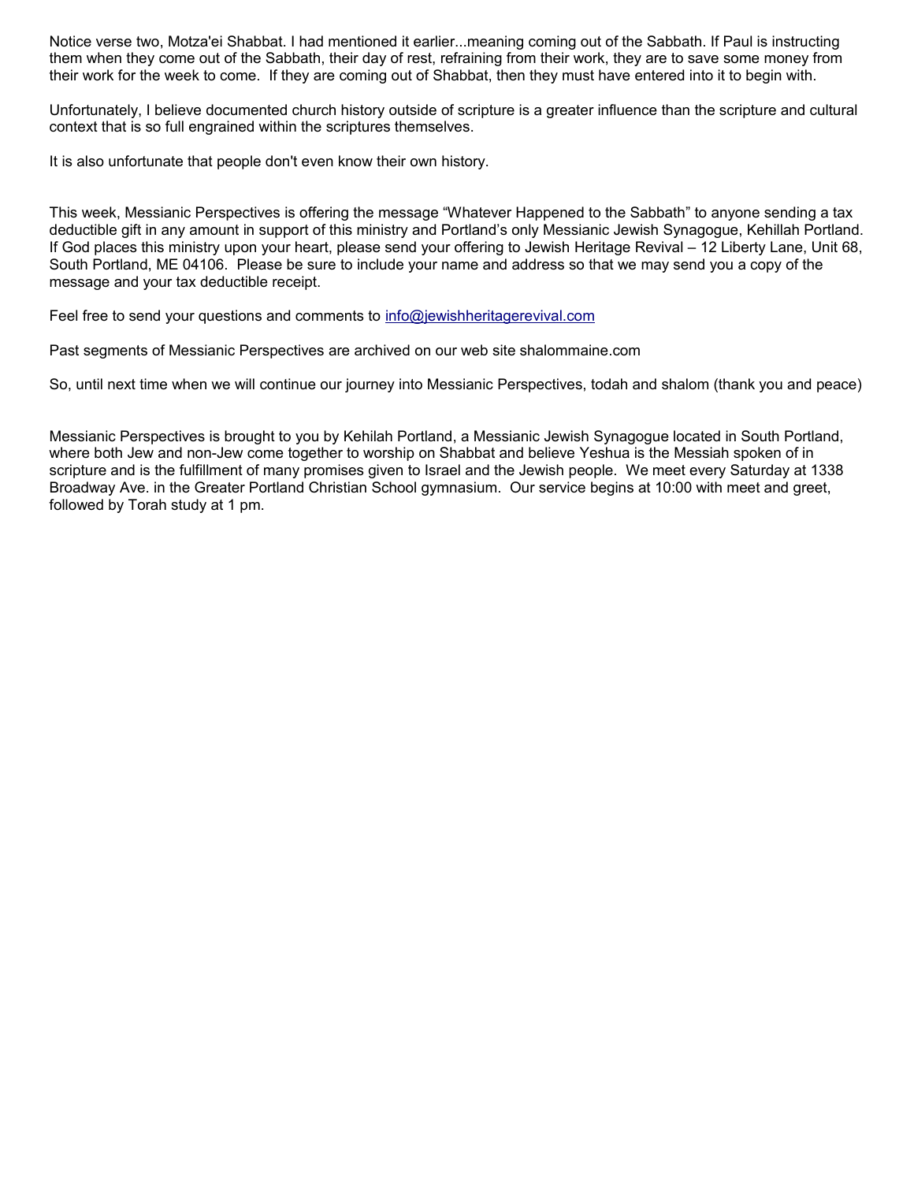Notice verse two, Motza'ei Shabbat. I had mentioned it earlier...meaning coming out of the Sabbath. If Paul is instructing them when they come out of the Sabbath, their day of rest, refraining from their work, they are to save some money from their work for the week to come. If they are coming out of Shabbat, then they must have entered into it to begin with.

Unfortunately, I believe documented church history outside of scripture is a greater influence than the scripture and cultural context that is so full engrained within the scriptures themselves.

It is also unfortunate that people don't even know their own history.

This week, Messianic Perspectives is offering the message "Whatever Happened to the Sabbath" to anyone sending a tax deductible gift in any amount in support of this ministry and Portland's only Messianic Jewish Synagogue, Kehillah Portland. If God places this ministry upon your heart, please send your offering to Jewish Heritage Revival – 12 Liberty Lane, Unit 68, South Portland, ME 04106. Please be sure to include your name and address so that we may send you a copy of the message and your tax deductible receipt.

Feel free to send your questions and comments to info@jewishheritagerevival.com

Past segments of Messianic Perspectives are archived on our web site shalommaine.com

So, until next time when we will continue our journey into Messianic Perspectives, todah and shalom (thank you and peace)

Messianic Perspectives is brought to you by Kehilah Portland, a Messianic Jewish Synagogue located in South Portland, where both Jew and non-Jew come together to worship on Shabbat and believe Yeshua is the Messiah spoken of in scripture and is the fulfillment of many promises given to Israel and the Jewish people. We meet every Saturday at 1338 Broadway Ave. in the Greater Portland Christian School gymnasium. Our service begins at 10:00 with meet and greet, followed by Torah study at 1 pm.